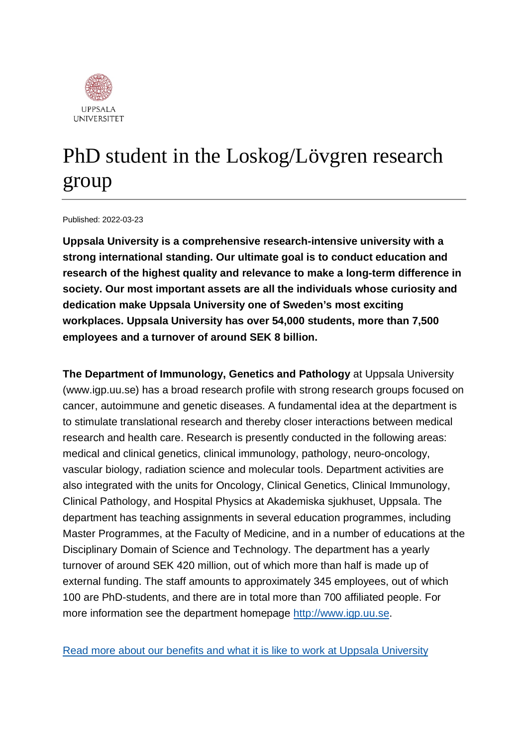UPPSALA UNIVERSITET

# PhD student in the Loskog/Lövgren research group

Published: 2022-03-23

**Uppsala University is a comprehensive research-intensive university with a strong international standing. Our ultimate goal is to conduct education and research of the highest quality and relevance to make a long-term difference in society. Our most important assets are all the individuals whose curiosity and dedication make Uppsala University one of Sweden's most exciting workplaces. Uppsala University has over 54,000 students, more than 7,500 employees and a turnover of around SEK 8 billion.**

**The Department of Immunology, Genetics and Pathology** at Uppsala University (www.igp.uu.se) has a broad research profile with strong research groups focused on cancer, autoimmune and genetic diseases. A fundamental idea at the department is to stimulate translational research and thereby closer interactions between medical research and health care. Research is presently conducted in the following areas: medical and clinical genetics, clinical immunology, pathology, neuro-oncology, vascular biology, radiation science and molecular tools. Department activities are also integrated with the units for Oncology, Clinical Genetics, Clinical Immunology, Clinical Pathology, and Hospital Physics at Akademiska sjukhuset, Uppsala. The department has teaching assignments in several education programmes, including Master Programmes, at the Faculty of Medicine, and in a number of educations at the Disciplinary Domain of Science and Technology. The department has a yearly turnover of around SEK 420 million, out of which more than half is made up of external funding. The staff amounts to approximately 345 employees, out of which 100 are PhD-students, and there are in total more than 700 affiliated people. For more information see the department homepage [http://www.igp.uu.se](http://www.igp.uu.se).

[Read more about our benefits and what it is like to work at Uppsala University]()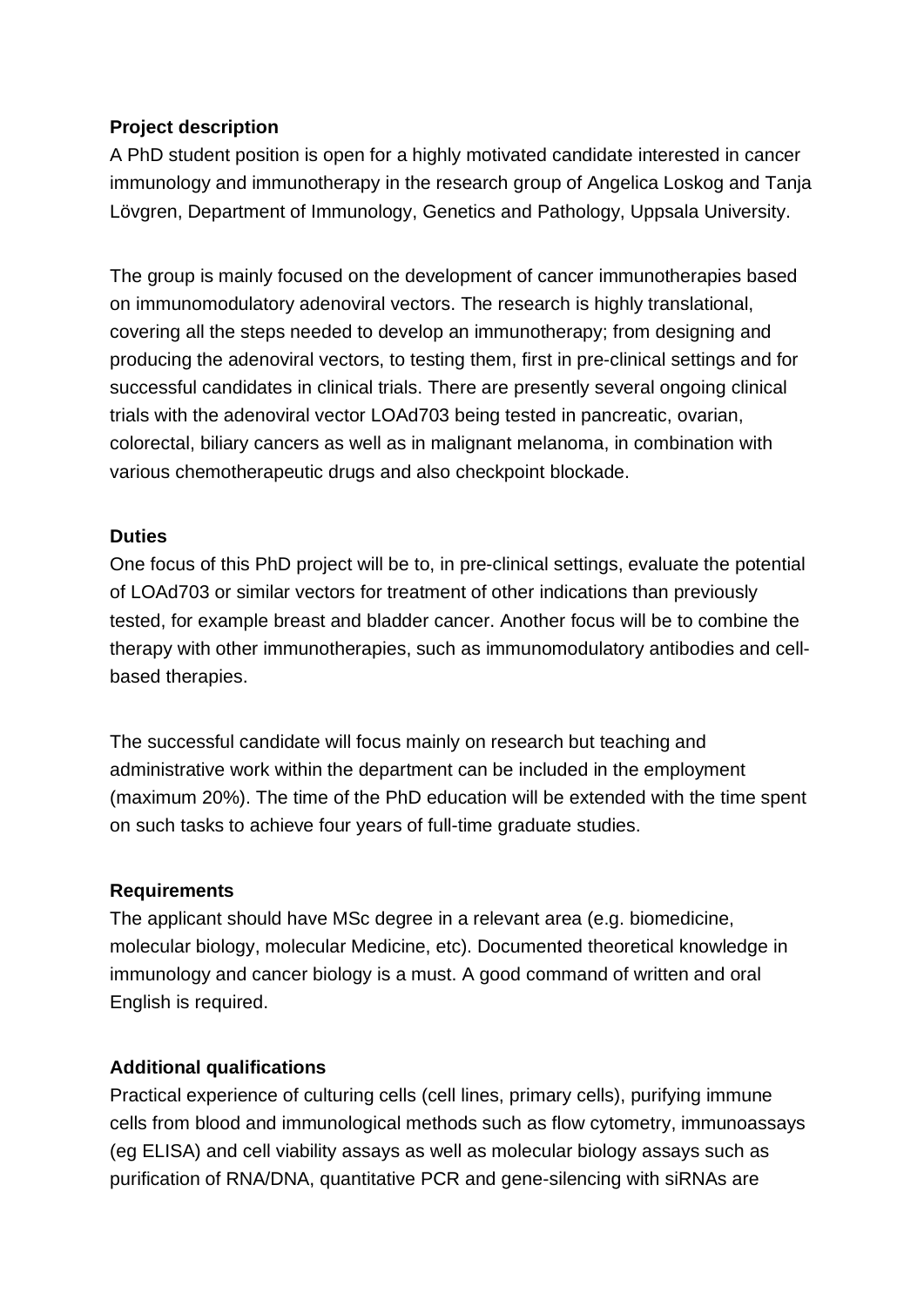**Project description**

A PhD student position is open for a highly motivated candidate interested in cancer immunology and immunotherapy in the research group of Angelica Loskog and Tanja Lövgren, Department of Immunology, Genetics and Pathology, Uppsala University.

The group is mainly focused on the development of cancer immunotherapies based on immunomodulatory adenoviral vectors. The research is highly translational, covering all the steps needed to develop an immunotherapy; from designing and producing the adenoviral vectors, to testing them, first in pre-clinical settings and for successful candidates in clinical trials. There are presently several ongoing clinical trials with the adenoviral vector LOAd703 being tested in pancreatic, ovarian, colorectal, biliary cancers as well as in malignant melanoma, in combination with various chemotherapeutic drugs and also checkpoint blockade.

**Duties**

One focus of this PhD project will be to, in pre-clinical settings, evaluate the potential of LOAd703 or similar vectors for treatment of other indications than previously tested, for example breast and bladder cancer. Another focus will be to combine the therapy with other immunotherapies, such as immunomodulatory antibodies and cell-based therapies.

The successful candidate will focus mainly on research but teaching and administrative work within the department can be included in the employment (maximum 20%). The time of the PhD education will be extended with the time spent on such tasks to achieve four years of full-time graduate studies.

**Requirements**

The applicant should have MSc degree in a relevant area (e.g. biomedicine, molecular biology, molecular Medicine, etc). Documented theoretical knowledge in immunology and cancer biology is a must. A good command of written and oral English is required.

**Additional qualifications**

Practical experience of culturing cells (cell lines, primary cells), purifying immune cells from blood and immunological methods such as flow cytometry, immunoassays (eg ELISA) and cell viability assays as well as molecular biology assays such as purification of RNA/DNA, quantitative PCR and gene-silencing with siRNAs are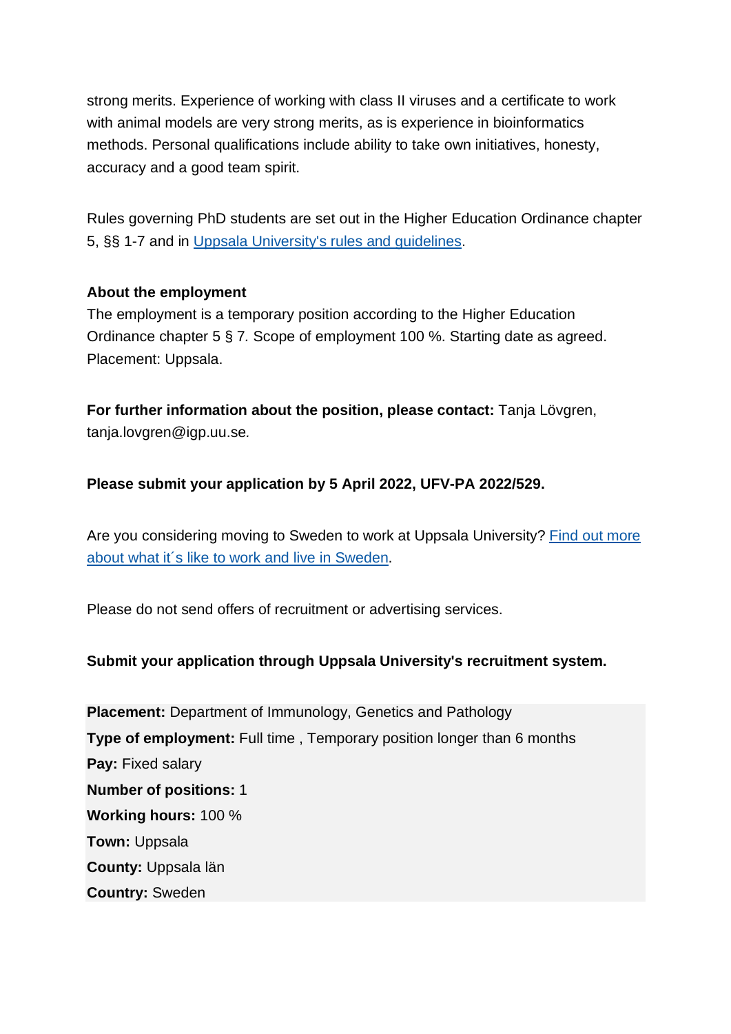strong merits. Experience of working with class II viruses and a certificate to work with animal models are very strong merits, as is experience in bioinformatics methods. Personal qualifications include ability to take own initiatives, honesty, accuracy and a good team spirit.

Rules governing PhD students are set out in the Higher Education Ordinance chapter 5, §§ 1-7 and in [Uppsala University's rules and guidelines](#).

**About the employment**
The employment is a temporary position according to the Higher Education Ordinance chapter 5 § 7. Scope of employment 100 %. Starting date as agreed. Placement: Uppsala.

**For further information about the position, please contact:** Tanja Lövgren, tanja.lovgren@igp.uu.se.

**Please submit your application by 5 April 2022, UFV-PA 2022/529.**

Are you considering moving to Sweden to work at Uppsala University? [Find out more about what it´s like to work and live in Sweden](#).

Please do not send offers of recruitment or advertising services.

**Submit your application through Uppsala University's recruitment system.**

**Placement:** Department of Immunology, Genetics and Pathology
**Type of employment:** Full time , Temporary position longer than 6 months
**Pay:** Fixed salary
**Number of positions:** 1
**Working hours:** 100 %
**Town:** Uppsala
**County:** Uppsala län
**Country:** Sweden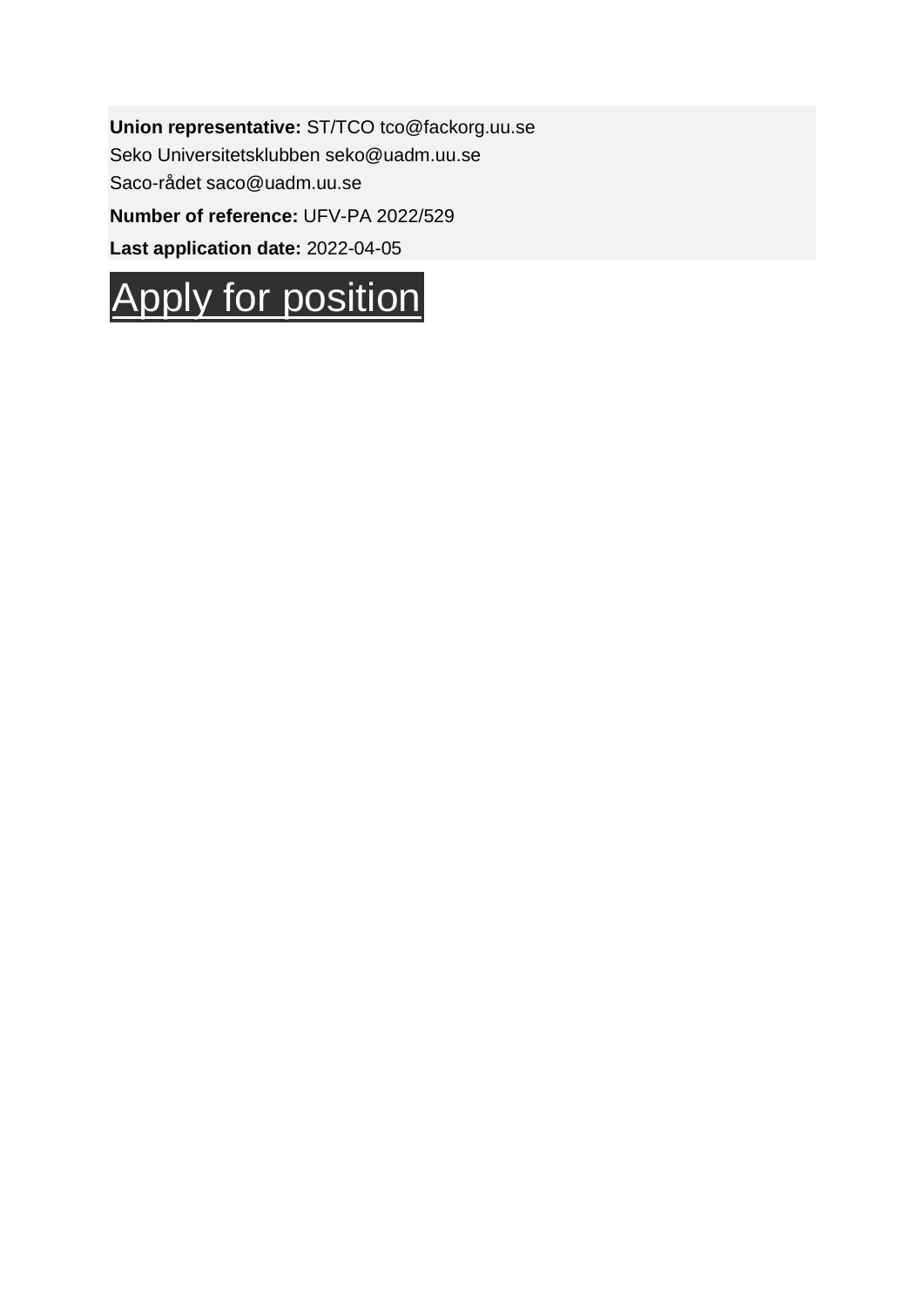**Union representative:** ST/TCO tco@fackorg.uu.se
Seko Universitetsklubben seko@uadm.uu.se
Saco-rådet saco@uadm.uu.se

**Number of reference:** UFV-PA 2022/529

**Last application date:** 2022-04-05

Apply for position